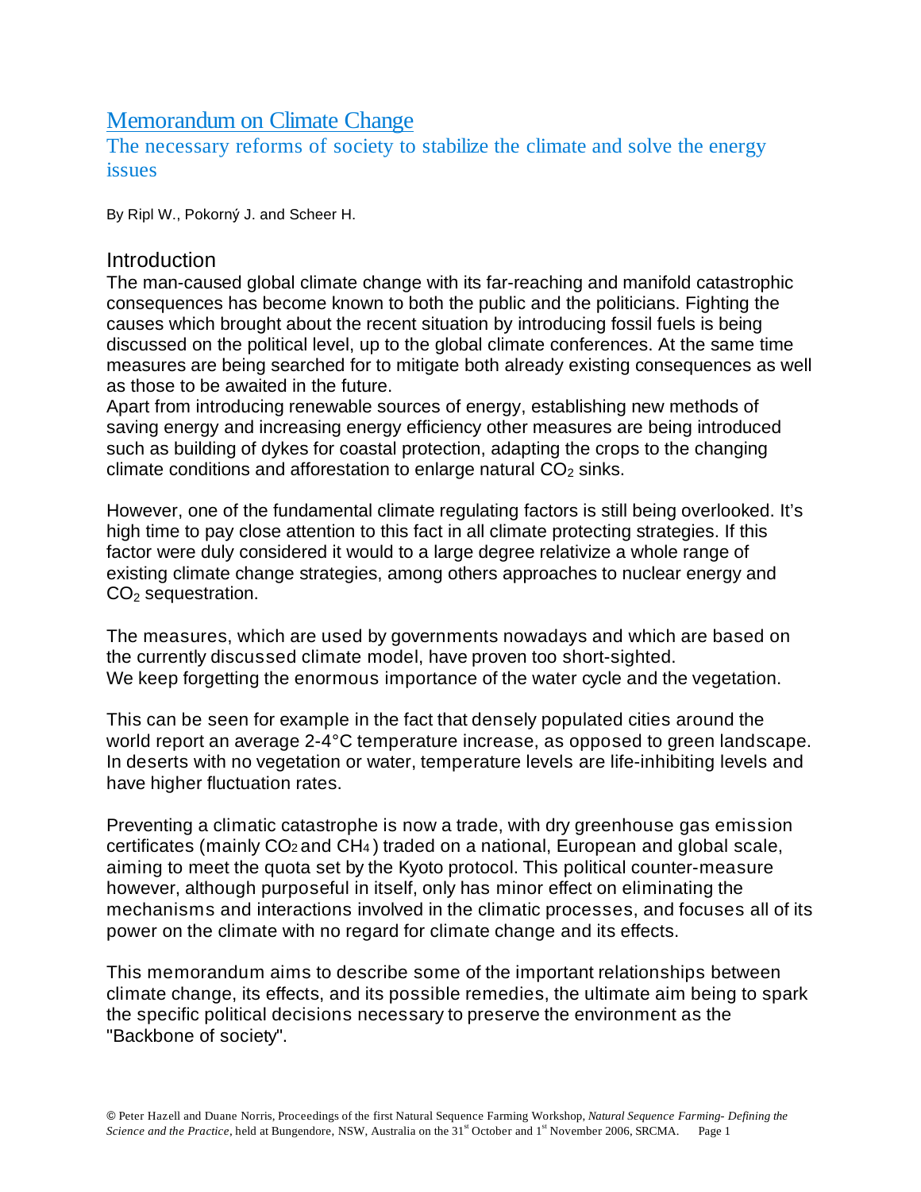# Memorandum on Climate Change

## The necessary reforms of society to stabilize the climate and solve the energy issues

By Ripl W., Pokorný J. and Scheer H.

## Introduction

The man-caused global climate change with its far-reaching and manifold catastrophic consequences has become known to both the public and the politicians. Fighting the causes which brought about the recent situation by introducing fossil fuels is being discussed on the political level, up to the global climate conferences. At the same time measures are being searched for to mitigate both already existing consequences as well as those to be awaited in the future.

Apart from introducing renewable sources of energy, establishing new methods of saving energy and increasing energy efficiency other measures are being introduced such as building of dykes for coastal protection, adapting the crops to the changing climate conditions and afforestation to enlarge natural $CO_2$ sinks.

However, one of the fundamental climate regulating factors is still being overlooked. It's high time to pay close attention to this fact in all climate protecting strategies. If this factor were duly considered it would to a large degree relativize a whole range of existing climate change strategies, among others approaches to nuclear energy and $CO_2$ sequestration.

The measures, which are used by governments nowadays and which are based on the currently discussed climate model, have proven too short-sighted.
We keep forgetting the enormous importance of the water cycle and the vegetation.

This can be seen for example in the fact that densely populated cities around the world report an average 2-4°C temperature increase, as opposed to green landscape. In deserts with no vegetation or water, temperature levels are life-inhibiting levels and have higher fluctuation rates.

Preventing a climatic catastrophe is now a trade, with dry greenhouse gas emission certificates (mainly $CO_2$ and $CH_4$) traded on a national, European and global scale, aiming to meet the quota set by the Kyoto protocol. This political counter-measure however, although purposeful in itself, only has minor effect on eliminating the mechanisms and interactions involved in the climatic processes, and focuses all of its power on the climate with no regard for climate change and its effects.

This memorandum aims to describe some of the important relationships between climate change, its effects, and its possible remedies, the ultimate aim being to spark the specific political decisions necessary to preserve the environment as the "Backbone of society".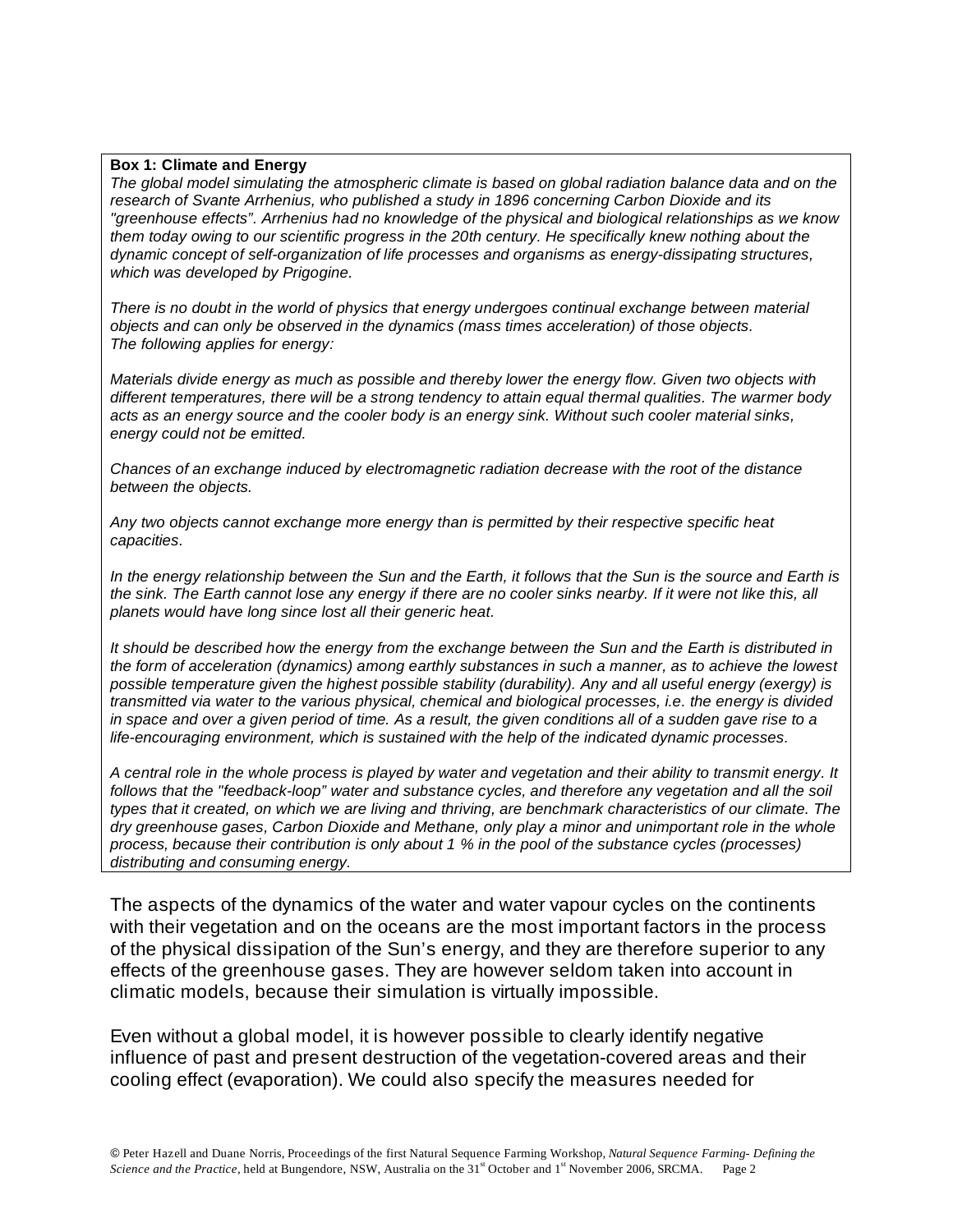**Box 1: Climate and Energy**

*The global model simulating the atmospheric climate is based on global radiation balance data and on the research of Svante Arrhenius, who published a study in 1896 concerning Carbon Dioxide and its "greenhouse effects". Arrhenius had no knowledge of the physical and biological relationships as we know them today owing to our scientific progress in the 20th century. He specifically knew nothing about the dynamic concept of self-organization of life processes and organisms as energy-dissipating structures, which was developed by Prigogine.*

*There is no doubt in the world of physics that energy undergoes continual exchange between material objects and can only be observed in the dynamics (mass times acceleration) of those objects.*
*The following applies for energy:*

*Materials divide energy as much as possible and thereby lower the energy flow. Given two objects with different temperatures, there will be a strong tendency to attain equal thermal qualities. The warmer body acts as an energy source and the cooler body is an energy sink. Without such cooler material sinks, energy could not be emitted.*

*Chances of an exchange induced by electromagnetic radiation decrease with the root of the distance between the objects.*

*Any two objects cannot exchange more energy than is permitted by their respective specific heat capacities.*

*In the energy relationship between the Sun and the Earth, it follows that the Sun is the source and Earth is the sink. The Earth cannot lose any energy if there are no cooler sinks nearby. If it were not like this, all planets would have long since lost all their generic heat.*

*It should be described how the energy from the exchange between the Sun and the Earth is distributed in the form of acceleration (dynamics) among earthly substances in such a manner, as to achieve the lowest possible temperature given the highest possible stability (durability). Any and all useful energy (exergy) is transmitted via water to the various physical, chemical and biological processes, i.e. the energy is divided in space and over a given period of time. As a result, the given conditions all of a sudden gave rise to a life-encouraging environment, which is sustained with the help of the indicated dynamic processes.*

*A central role in the whole process is played by water and vegetation and their ability to transmit energy. It follows that the "feedback-loop" water and substance cycles, and therefore any vegetation and all the soil types that it created, on which we are living and thriving, are benchmark characteristics of our climate. The dry greenhouse gases, Carbon Dioxide and Methane, only play a minor and unimportant role in the whole process, because their contribution is only about 1 % in the pool of the substance cycles (processes) distributing and consuming energy.*

The aspects of the dynamics of the water and water vapour cycles on the continents with their vegetation and on the oceans are the most important factors in the process of the physical dissipation of the Sun's energy, and they are therefore superior to any effects of the greenhouse gases. They are however seldom taken into account in climatic models, because their simulation is virtually impossible.

Even without a global model, it is however possible to clearly identify negative influence of past and present destruction of the vegetation-covered areas and their cooling effect (evaporation). We could also specify the measures needed for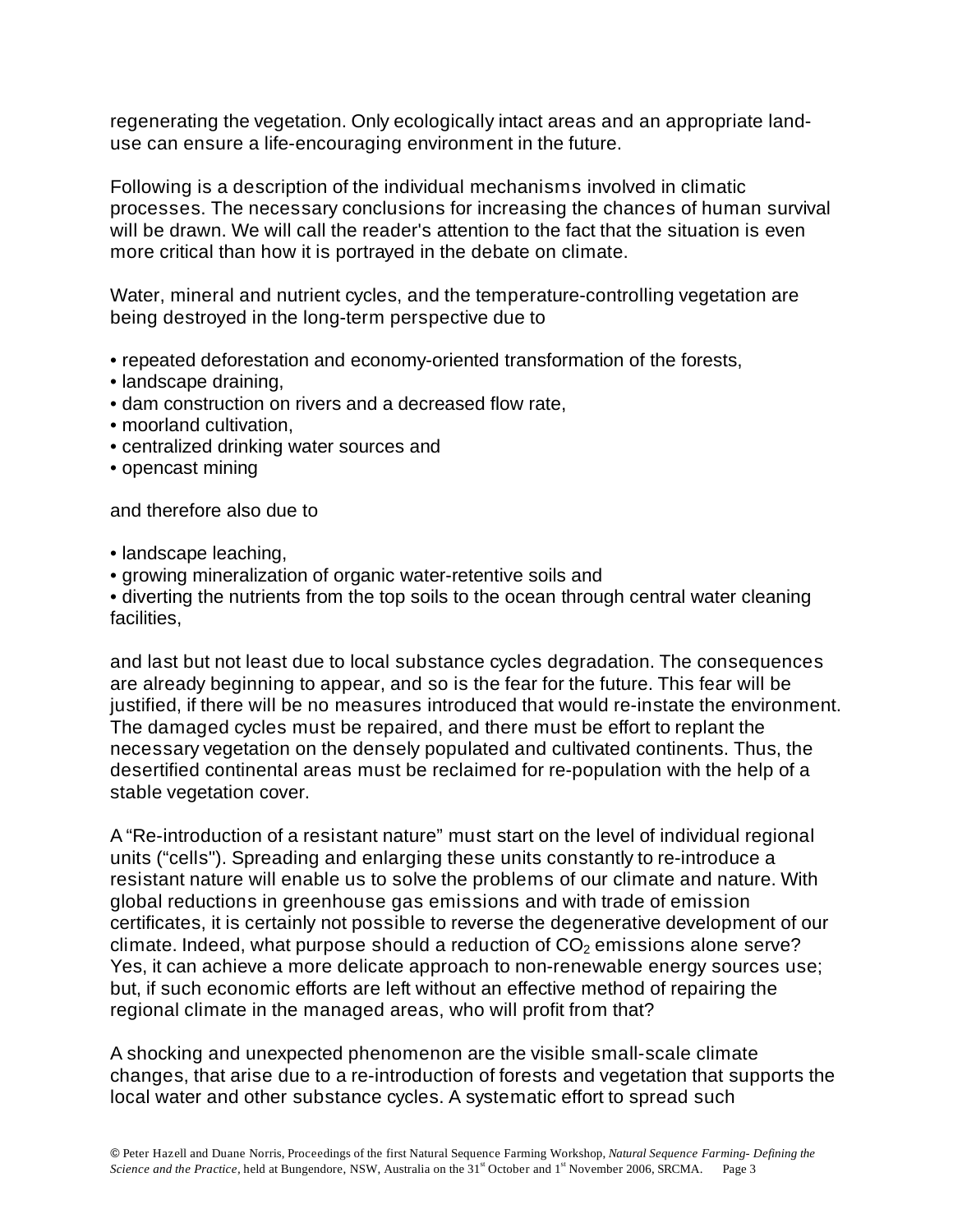regenerating the vegetation. Only ecologically intact areas and an appropriate land-use can ensure a life-encouraging environment in the future.

Following is a description of the individual mechanisms involved in climatic processes. The necessary conclusions for increasing the chances of human survival will be drawn. We will call the reader's attention to the fact that the situation is even more critical than how it is portrayed in the debate on climate.

Water, mineral and nutrient cycles, and the temperature-controlling vegetation are being destroyed in the long-term perspective due to

- repeated deforestation and economy-oriented transformation of the forests,
- landscape draining,
- dam construction on rivers and a decreased flow rate,
- moorland cultivation,
- centralized drinking water sources and
- opencast mining

and therefore also due to

- landscape leaching,
- growing mineralization of organic water-retentive soils and
- diverting the nutrients from the top soils to the ocean through central water cleaning facilities,

and last but not least due to local substance cycles degradation. The consequences are already beginning to appear, and so is the fear for the future. This fear will be justified, if there will be no measures introduced that would re-instate the environment. The damaged cycles must be repaired, and there must be effort to replant the necessary vegetation on the densely populated and cultivated continents. Thus, the desertified continental areas must be reclaimed for re-population with the help of a stable vegetation cover.

A "Re-introduction of a resistant nature" must start on the level of individual regional units ("cells"). Spreading and enlarging these units constantly to re-introduce a resistant nature will enable us to solve the problems of our climate and nature. With global reductions in greenhouse gas emissions and with trade of emission certificates, it is certainly not possible to reverse the degenerative development of our climate. Indeed, what purpose should a reduction of $CO_2$ emissions alone serve? Yes, it can achieve a more delicate approach to non-renewable energy sources use; but, if such economic efforts are left without an effective method of repairing the regional climate in the managed areas, who will profit from that?

A shocking and unexpected phenomenon are the visible small-scale climate changes, that arise due to a re-introduction of forests and vegetation that supports the local water and other substance cycles. A systematic effort to spread such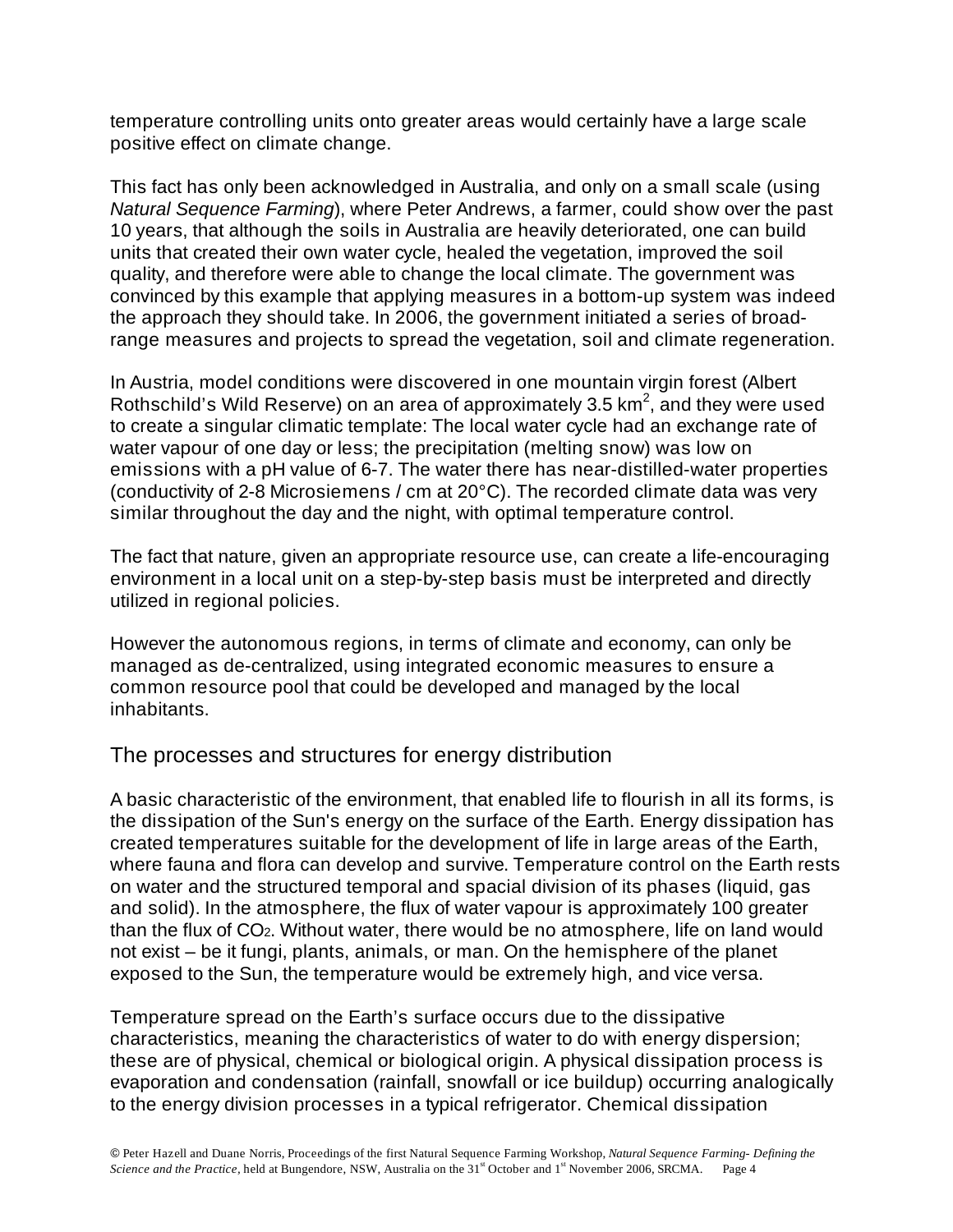temperature controlling units onto greater areas would certainly have a large scale positive effect on climate change.

This fact has only been acknowledged in Australia, and only on a small scale (using *Natural Sequence Farming*), where Peter Andrews, a farmer, could show over the past 10 years, that although the soils in Australia are heavily deteriorated, one can build units that created their own water cycle, healed the vegetation, improved the soil quality, and therefore were able to change the local climate. The government was convinced by this example that applying measures in a bottom-up system was indeed the approach they should take. In 2006, the government initiated a series of broad-range measures and projects to spread the vegetation, soil and climate regeneration.

In Austria, model conditions were discovered in one mountain virgin forest (Albert Rothschild's Wild Reserve) on an area of approximately 3.5 $km^2$, and they were used to create a singular climatic template: The local water cycle had an exchange rate of water vapour of one day or less; the precipitation (melting snow) was low on emissions with a pH value of 6-7. The water there has near-distilled-water properties (conductivity of 2-8 Microsiemens / cm at 20°C). The recorded climate data was very similar throughout the day and the night, with optimal temperature control.

The fact that nature, given an appropriate resource use, can create a life-encouraging environment in a local unit on a step-by-step basis must be interpreted and directly utilized in regional policies.

However the autonomous regions, in terms of climate and economy, can only be managed as de-centralized, using integrated economic measures to ensure a common resource pool that could be developed and managed by the local inhabitants.

## The processes and structures for energy distribution

A basic characteristic of the environment, that enabled life to flourish in all its forms, is the dissipation of the Sun's energy on the surface of the Earth. Energy dissipation has created temperatures suitable for the development of life in large areas of the Earth, where fauna and flora can develop and survive. Temperature control on the Earth rests on water and the structured temporal and spacial division of its phases (liquid, gas and solid). In the atmosphere, the flux of water vapour is approximately 100 greater than the flux of $CO_2$. Without water, there would be no atmosphere, life on land would not exist – be it fungi, plants, animals, or man. On the hemisphere of the planet exposed to the Sun, the temperature would be extremely high, and vice versa.

Temperature spread on the Earth's surface occurs due to the dissipative characteristics, meaning the characteristics of water to do with energy dispersion; these are of physical, chemical or biological origin. A physical dissipation process is evaporation and condensation (rainfall, snowfall or ice buildup) occurring analogically to the energy division processes in a typical refrigerator. Chemical dissipation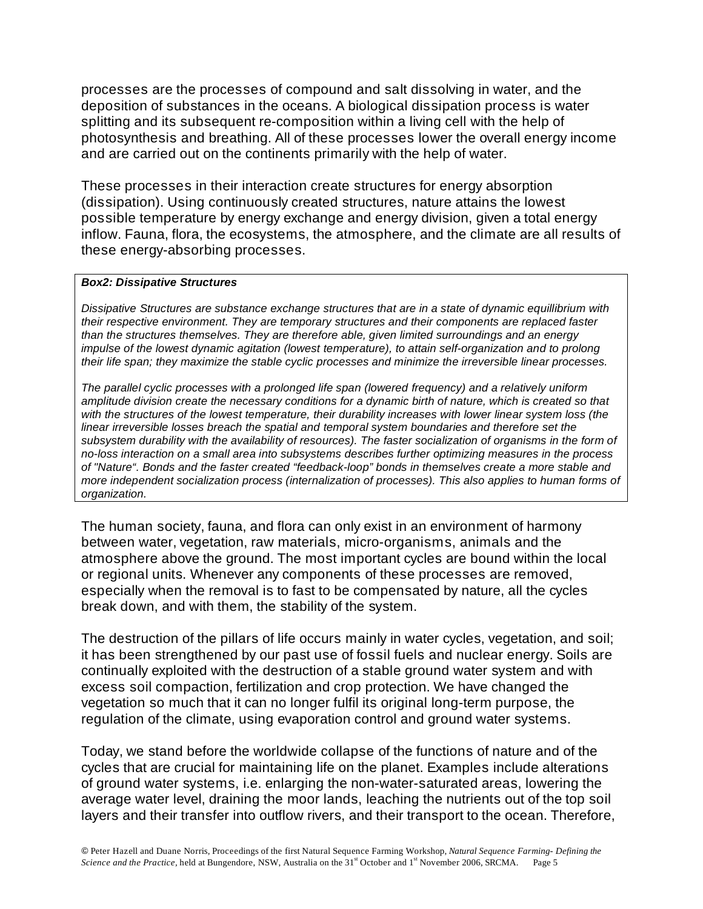processes are the processes of compound and salt dissolving in water, and the deposition of substances in the oceans. A biological dissipation process is water splitting and its subsequent re-composition within a living cell with the help of photosynthesis and breathing. All of these processes lower the overall energy income and are carried out on the continents primarily with the help of water.

These processes in their interaction create structures for energy absorption (dissipation). Using continuously created structures, nature attains the lowest possible temperature by energy exchange and energy division, given a total energy inflow. Fauna, flora, the ecosystems, the atmosphere, and the climate are all results of these energy-absorbing processes.

> ***Box2: Dissipative Structures***
>
> *Dissipative Structures are substance exchange structures that are in a state of dynamic equillibrium with their respective environment. They are temporary structures and their components are replaced faster than the structures themselves. They are therefore able, given limited surroundings and an energy impulse of the lowest dynamic agitation (lowest temperature), to attain self-organization and to prolong their life span; they maximize the stable cyclic processes and minimize the irreversible linear processes.*
>
> *The parallel cyclic processes with a prolonged life span (lowered frequency) and a relatively uniform amplitude division create the necessary conditions for a dynamic birth of nature, which is created so that with the structures of the lowest temperature, their durability increases with lower linear system loss (the linear irreversible losses breach the spatial and temporal system boundaries and therefore set the subsystem durability with the availability of resources). The faster socialization of organisms in the form of no-loss interaction on a small area into subsystems describes further optimizing measures in the process of "Nature". Bonds and the faster created "feedback-loop" bonds in themselves create a more stable and more independent socialization process (internalization of processes). This also applies to human forms of organization.*

The human society, fauna, and flora can only exist in an environment of harmony between water, vegetation, raw materials, micro-organisms, animals and the atmosphere above the ground. The most important cycles are bound within the local or regional units. Whenever any components of these processes are removed, especially when the removal is to fast to be compensated by nature, all the cycles break down, and with them, the stability of the system.

The destruction of the pillars of life occurs mainly in water cycles, vegetation, and soil; it has been strengthened by our past use of fossil fuels and nuclear energy. Soils are continually exploited with the destruction of a stable ground water system and with excess soil compaction, fertilization and crop protection. We have changed the vegetation so much that it can no longer fulfil its original long-term purpose, the regulation of the climate, using evaporation control and ground water systems.

Today, we stand before the worldwide collapse of the functions of nature and of the cycles that are crucial for maintaining life on the planet. Examples include alterations of ground water systems, i.e. enlarging the non-water-saturated areas, lowering the average water level, draining the moor lands, leaching the nutrients out of the top soil layers and their transfer into outflow rivers, and their transport to the ocean. Therefore,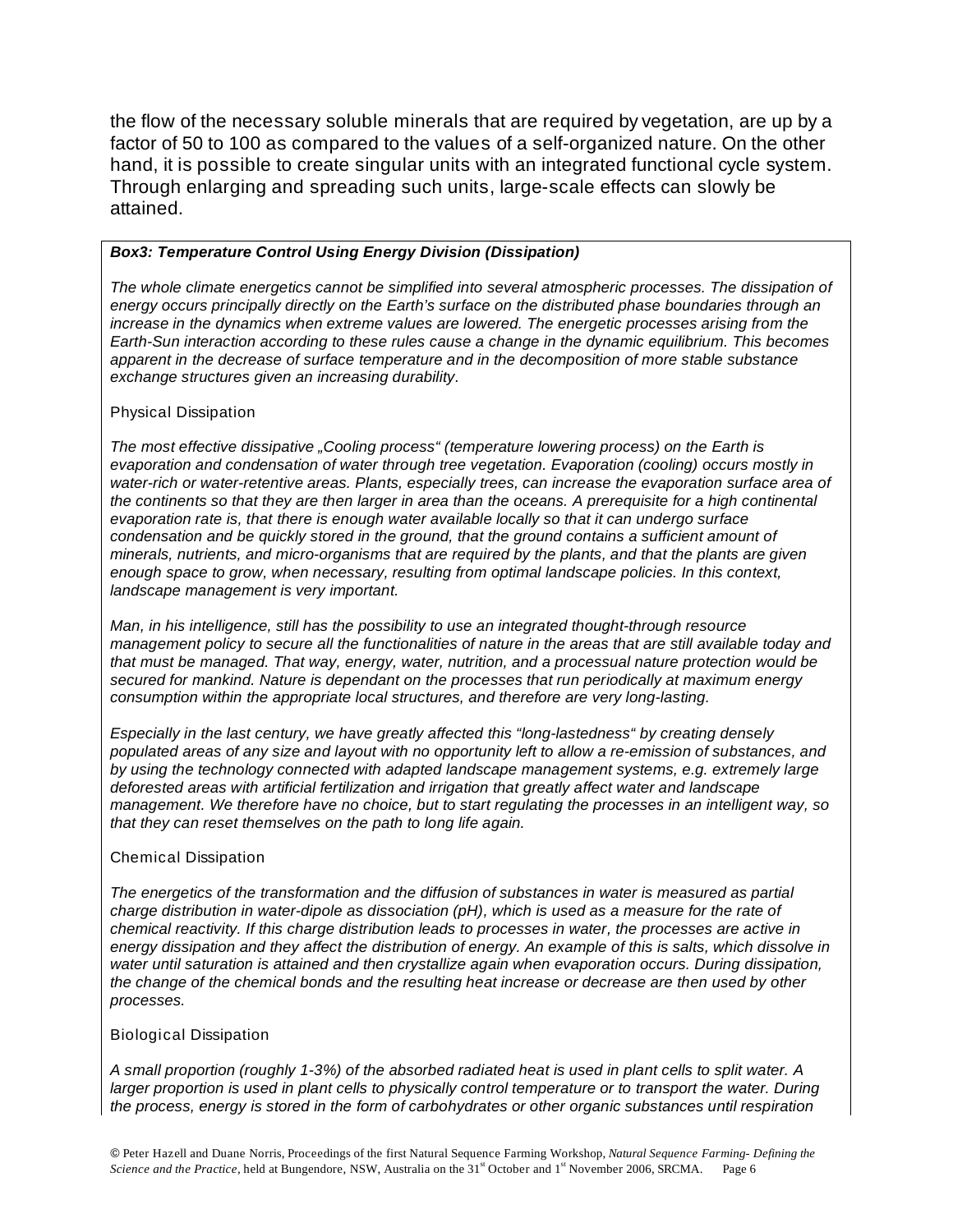the flow of the necessary soluble minerals that are required by vegetation, are up by a factor of 50 to 100 as compared to the values of a self-organized nature. On the other hand, it is possible to create singular units with an integrated functional cycle system. Through enlarging and spreading such units, large-scale effects can slowly be attained.

***Box3: Temperature Control Using Energy Division (Dissipation)***

*The whole climate energetics cannot be simplified into several atmospheric processes. The dissipation of energy occurs principally directly on the Earth's surface on the distributed phase boundaries through an increase in the dynamics when extreme values are lowered. The energetic processes arising from the Earth-Sun interaction according to these rules cause a change in the dynamic equilibrium. This becomes apparent in the decrease of surface temperature and in the decomposition of more stable substance exchange structures given an increasing durability.*

Physical Dissipation

*The most effective dissipative „Cooling process" (temperature lowering process) on the Earth is evaporation and condensation of water through tree vegetation. Evaporation (cooling) occurs mostly in water-rich or water-retentive areas. Plants, especially trees, can increase the evaporation surface area of the continents so that they are then larger in area than the oceans. A prerequisite for a high continental evaporation rate is, that there is enough water available locally so that it can undergo surface condensation and be quickly stored in the ground, that the ground contains a sufficient amount of minerals, nutrients, and micro-organisms that are required by the plants, and that the plants are given enough space to grow, when necessary, resulting from optimal landscape policies. In this context, landscape management is very important.*

*Man, in his intelligence, still has the possibility to use an integrated thought-through resource management policy to secure all the functionalities of nature in the areas that are still available today and that must be managed. That way, energy, water, nutrition, and a processual nature protection would be secured for mankind. Nature is dependant on the processes that run periodically at maximum energy consumption within the appropriate local structures, and therefore are very long-lasting.*

*Especially in the last century, we have greatly affected this "long-lastedness" by creating densely populated areas of any size and layout with no opportunity left to allow a re-emission of substances, and by using the technology connected with adapted landscape management systems, e.g. extremely large deforested areas with artificial fertilization and irrigation that greatly affect water and landscape management. We therefore have no choice, but to start regulating the processes in an intelligent way, so that they can reset themselves on the path to long life again.*

Chemical Dissipation

*The energetics of the transformation and the diffusion of substances in water is measured as partial charge distribution in water-dipole as dissociation (pH), which is used as a measure for the rate of chemical reactivity. If this charge distribution leads to processes in water, the processes are active in energy dissipation and they affect the distribution of energy. An example of this is salts, which dissolve in water until saturation is attained and then crystallize again when evaporation occurs. During dissipation, the change of the chemical bonds and the resulting heat increase or decrease are then used by other processes.*

Biological Dissipation

*A small proportion (roughly 1-3%) of the absorbed radiated heat is used in plant cells to split water. A larger proportion is used in plant cells to physically control temperature or to transport the water. During the process, energy is stored in the form of carbohydrates or other organic substances until respiration*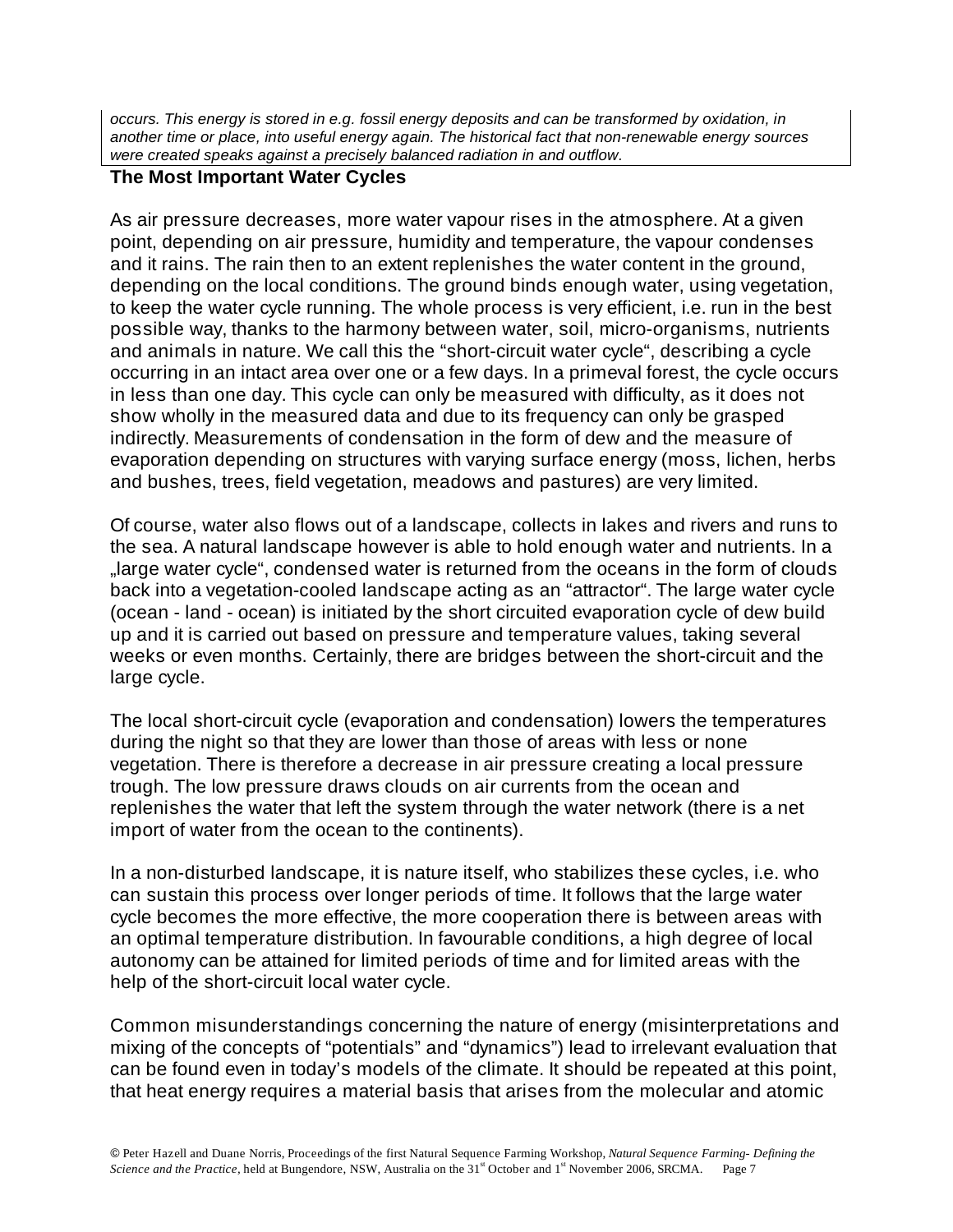*occurs. This energy is stored in e.g. fossil energy deposits and can be transformed by oxidation, in another time or place, into useful energy again. The historical fact that non-renewable energy sources were created speaks against a precisely balanced radiation in and outflow.*

**The Most Important Water Cycles**

As air pressure decreases, more water vapour rises in the atmosphere. At a given point, depending on air pressure, humidity and temperature, the vapour condenses and it rains. The rain then to an extent replenishes the water content in the ground, depending on the local conditions. The ground binds enough water, using vegetation, to keep the water cycle running. The whole process is very efficient, i.e. run in the best possible way, thanks to the harmony between water, soil, micro-organisms, nutrients and animals in nature. We call this the "short-circuit water cycle", describing a cycle occurring in an intact area over one or a few days. In a primeval forest, the cycle occurs in less than one day. This cycle can only be measured with difficulty, as it does not show wholly in the measured data and due to its frequency can only be grasped indirectly. Measurements of condensation in the form of dew and the measure of evaporation depending on structures with varying surface energy (moss, lichen, herbs and bushes, trees, field vegetation, meadows and pastures) are very limited.

Of course, water also flows out of a landscape, collects in lakes and rivers and runs to the sea. A natural landscape however is able to hold enough water and nutrients. In a „large water cycle", condensed water is returned from the oceans in the form of clouds back into a vegetation-cooled landscape acting as an "attractor". The large water cycle (ocean - land - ocean) is initiated by the short circuited evaporation cycle of dew build up and it is carried out based on pressure and temperature values, taking several weeks or even months. Certainly, there are bridges between the short-circuit and the large cycle.

The local short-circuit cycle (evaporation and condensation) lowers the temperatures during the night so that they are lower than those of areas with less or none vegetation. There is therefore a decrease in air pressure creating a local pressure trough. The low pressure draws clouds on air currents from the ocean and replenishes the water that left the system through the water network (there is a net import of water from the ocean to the continents).

In a non-disturbed landscape, it is nature itself, who stabilizes these cycles, i.e. who can sustain this process over longer periods of time. It follows that the large water cycle becomes the more effective, the more cooperation there is between areas with an optimal temperature distribution. In favourable conditions, a high degree of local autonomy can be attained for limited periods of time and for limited areas with the help of the short-circuit local water cycle.

Common misunderstandings concerning the nature of energy (misinterpretations and mixing of the concepts of "potentials" and "dynamics") lead to irrelevant evaluation that can be found even in today's models of the climate. It should be repeated at this point, that heat energy requires a material basis that arises from the molecular and atomic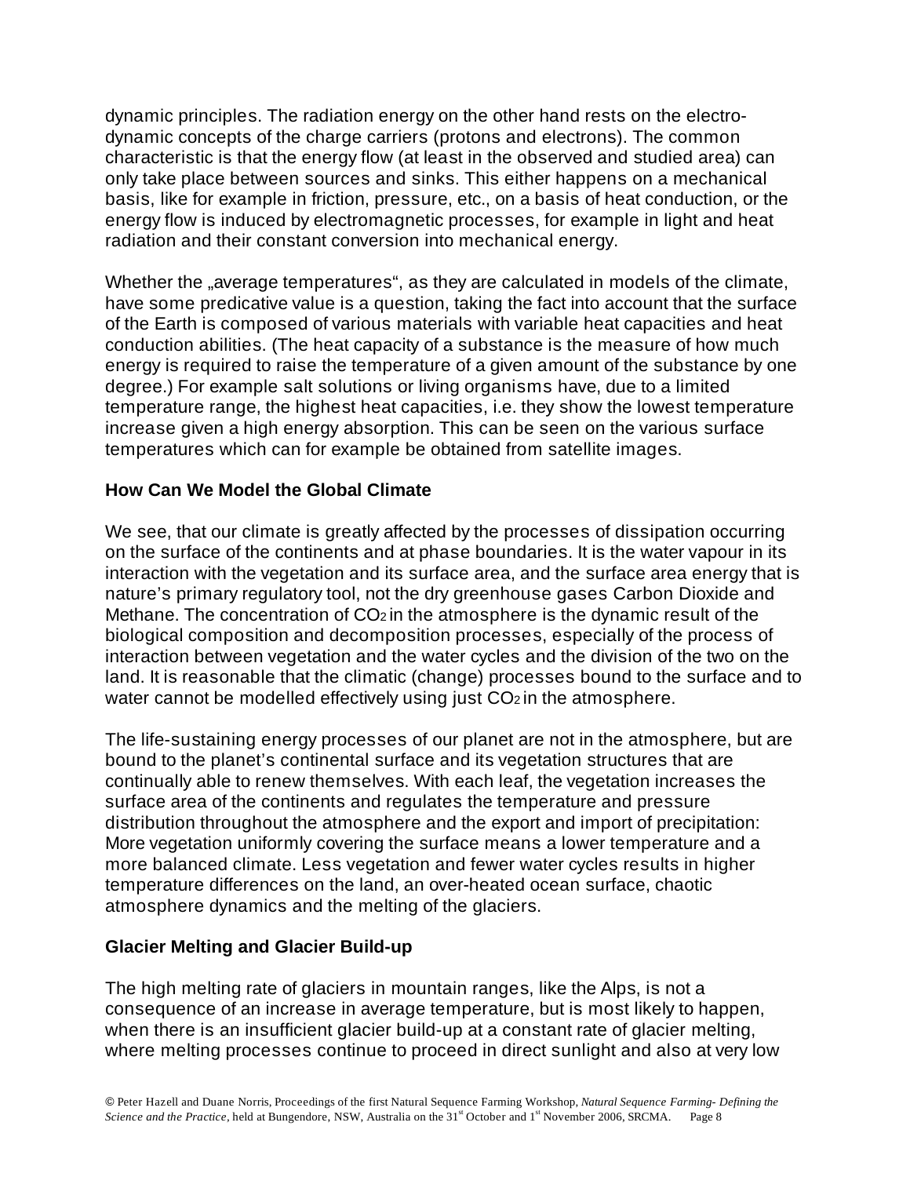dynamic principles. The radiation energy on the other hand rests on the electro-dynamic concepts of the charge carriers (protons and electrons). The common characteristic is that the energy flow (at least in the observed and studied area) can only take place between sources and sinks. This either happens on a mechanical basis, like for example in friction, pressure, etc., on a basis of heat conduction, or the energy flow is induced by electromagnetic processes, for example in light and heat radiation and their constant conversion into mechanical energy.

Whether the „average temperatures", as they are calculated in models of the climate, have some predicative value is a question, taking the fact into account that the surface of the Earth is composed of various materials with variable heat capacities and heat conduction abilities. (The heat capacity of a substance is the measure of how much energy is required to raise the temperature of a given amount of the substance by one degree.) For example salt solutions or living organisms have, due to a limited temperature range, the highest heat capacities, i.e. they show the lowest temperature increase given a high energy absorption. This can be seen on the various surface temperatures which can for example be obtained from satellite images.

### How Can We Model the Global Climate

We see, that our climate is greatly affected by the processes of dissipation occurring on the surface of the continents and at phase boundaries. It is the water vapour in its interaction with the vegetation and its surface area, and the surface area energy that is nature's primary regulatory tool, not the dry greenhouse gases Carbon Dioxide and Methane. The concentration of $CO_2$ in the atmosphere is the dynamic result of the biological composition and decomposition processes, especially of the process of interaction between vegetation and the water cycles and the division of the two on the land. It is reasonable that the climatic (change) processes bound to the surface and to water cannot be modelled effectively using just $CO_2$ in the atmosphere.

The life-sustaining energy processes of our planet are not in the atmosphere, but are bound to the planet's continental surface and its vegetation structures that are continually able to renew themselves. With each leaf, the vegetation increases the surface area of the continents and regulates the temperature and pressure distribution throughout the atmosphere and the export and import of precipitation: More vegetation uniformly covering the surface means a lower temperature and a more balanced climate. Less vegetation and fewer water cycles results in higher temperature differences on the land, an over-heated ocean surface, chaotic atmosphere dynamics and the melting of the glaciers.

### Glacier Melting and Glacier Build-up

The high melting rate of glaciers in mountain ranges, like the Alps, is not a consequence of an increase in average temperature, but is most likely to happen, when there is an insufficient glacier build-up at a constant rate of glacier melting, where melting processes continue to proceed in direct sunlight and also at very low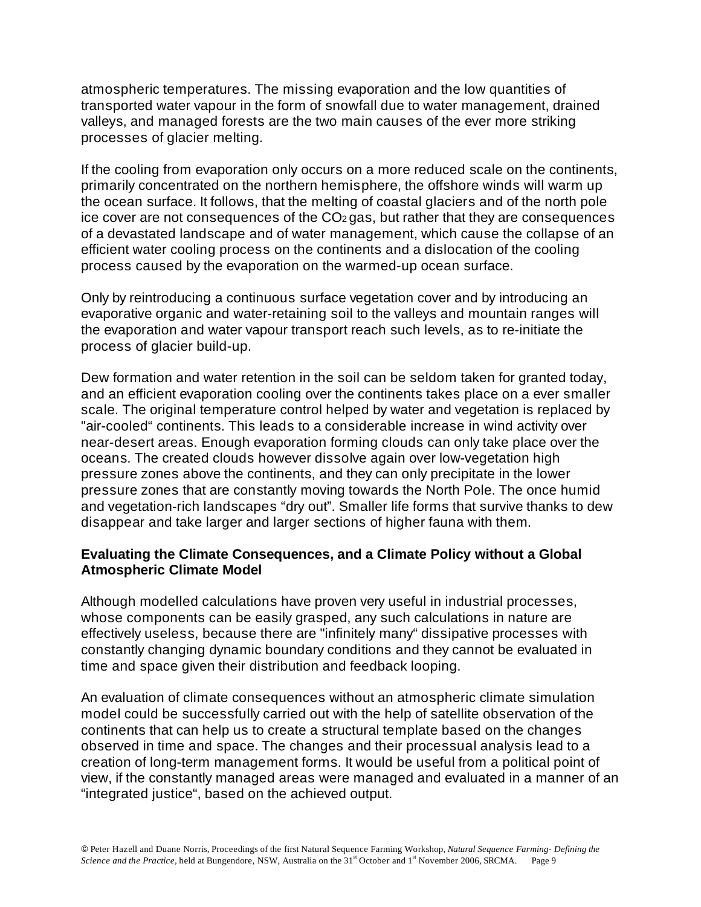atmospheric temperatures. The missing evaporation and the low quantities of transported water vapour in the form of snowfall due to water management, drained valleys, and managed forests are the two main causes of the ever more striking processes of glacier melting.

If the cooling from evaporation only occurs on a more reduced scale on the continents, primarily concentrated on the northern hemisphere, the offshore winds will warm up the ocean surface. It follows, that the melting of coastal glaciers and of the north pole ice cover are not consequences of the $CO_2$ gas, but rather that they are consequences of a devastated landscape and of water management, which cause the collapse of an efficient water cooling process on the continents and a dislocation of the cooling process caused by the evaporation on the warmed-up ocean surface.

Only by reintroducing a continuous surface vegetation cover and by introducing an evaporative organic and water-retaining soil to the valleys and mountain ranges will the evaporation and water vapour transport reach such levels, as to re-initiate the process of glacier build-up.

Dew formation and water retention in the soil can be seldom taken for granted today, and an efficient evaporation cooling over the continents takes place on a ever smaller scale. The original temperature control helped by water and vegetation is replaced by "air-cooled" continents. This leads to a considerable increase in wind activity over near-desert areas. Enough evaporation forming clouds can only take place over the oceans. The created clouds however dissolve again over low-vegetation high pressure zones above the continents, and they can only precipitate in the lower pressure zones that are constantly moving towards the North Pole. The once humid and vegetation-rich landscapes "dry out". Smaller life forms that survive thanks to dew disappear and take larger and larger sections of higher fauna with them.

**Evaluating the Climate Consequences, and a Climate Policy without a Global Atmospheric Climate Model**

Although modelled calculations have proven very useful in industrial processes, whose components can be easily grasped, any such calculations in nature are effectively useless, because there are "infinitely many" dissipative processes with constantly changing dynamic boundary conditions and they cannot be evaluated in time and space given their distribution and feedback looping.

An evaluation of climate consequences without an atmospheric climate simulation model could be successfully carried out with the help of satellite observation of the continents that can help us to create a structural template based on the changes observed in time and space. The changes and their processual analysis lead to a creation of long-term management forms. It would be useful from a political point of view, if the constantly managed areas were managed and evaluated in a manner of an "integrated justice", based on the achieved output.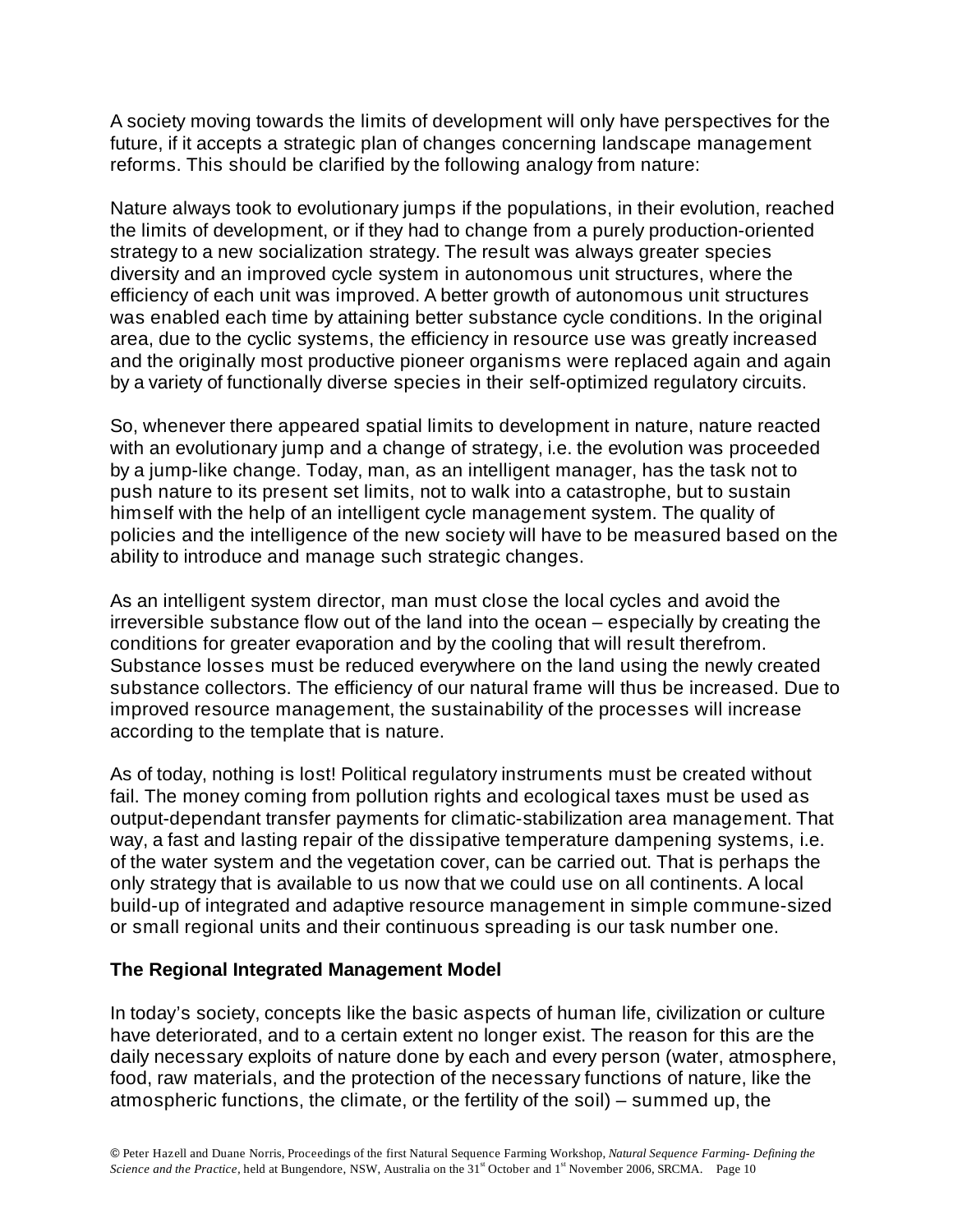A society moving towards the limits of development will only have perspectives for the future, if it accepts a strategic plan of changes concerning landscape management reforms. This should be clarified by the following analogy from nature:

Nature always took to evolutionary jumps if the populations, in their evolution, reached the limits of development, or if they had to change from a purely production-oriented strategy to a new socialization strategy. The result was always greater species diversity and an improved cycle system in autonomous unit structures, where the efficiency of each unit was improved. A better growth of autonomous unit structures was enabled each time by attaining better substance cycle conditions. In the original area, due to the cyclic systems, the efficiency in resource use was greatly increased and the originally most productive pioneer organisms were replaced again and again by a variety of functionally diverse species in their self-optimized regulatory circuits.

So, whenever there appeared spatial limits to development in nature, nature reacted with an evolutionary jump and a change of strategy, i.e. the evolution was proceeded by a jump-like change. Today, man, as an intelligent manager, has the task not to push nature to its present set limits, not to walk into a catastrophe, but to sustain himself with the help of an intelligent cycle management system. The quality of policies and the intelligence of the new society will have to be measured based on the ability to introduce and manage such strategic changes.

As an intelligent system director, man must close the local cycles and avoid the irreversible substance flow out of the land into the ocean – especially by creating the conditions for greater evaporation and by the cooling that will result therefrom. Substance losses must be reduced everywhere on the land using the newly created substance collectors. The efficiency of our natural frame will thus be increased. Due to improved resource management, the sustainability of the processes will increase according to the template that is nature.

As of today, nothing is lost! Political regulatory instruments must be created without fail. The money coming from pollution rights and ecological taxes must be used as output-dependant transfer payments for climatic-stabilization area management. That way, a fast and lasting repair of the dissipative temperature dampening systems, i.e. of the water system and the vegetation cover, can be carried out. That is perhaps the only strategy that is available to us now that we could use on all continents. A local build-up of integrated and adaptive resource management in simple commune-sized or small regional units and their continuous spreading is our task number one.

**The Regional Integrated Management Model**

In today's society, concepts like the basic aspects of human life, civilization or culture have deteriorated, and to a certain extent no longer exist. The reason for this are the daily necessary exploits of nature done by each and every person (water, atmosphere, food, raw materials, and the protection of the necessary functions of nature, like the atmospheric functions, the climate, or the fertility of the soil) – summed up, the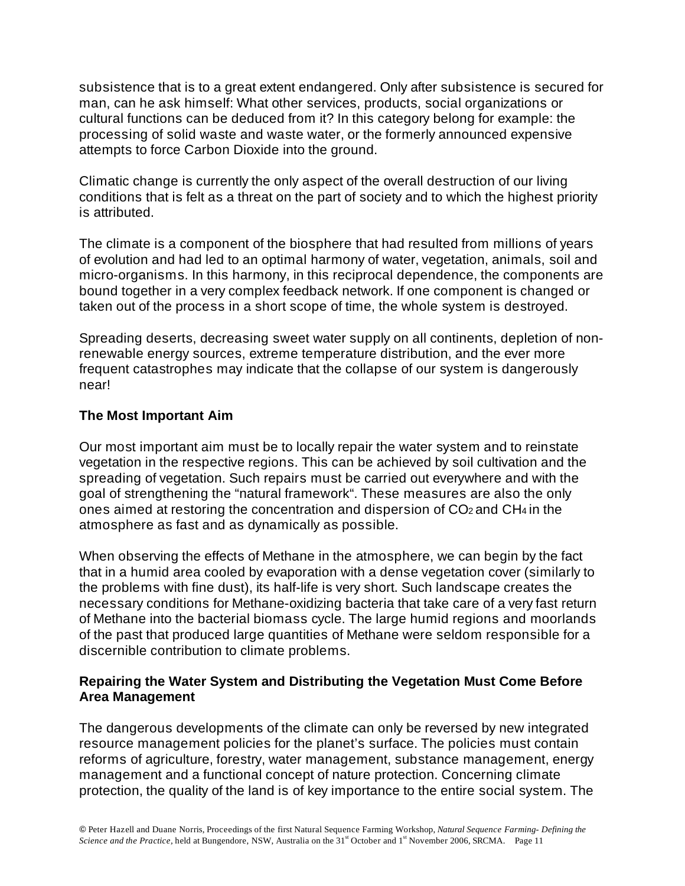subsistence that is to a great extent endangered. Only after subsistence is secured for man, can he ask himself: What other services, products, social organizations or cultural functions can be deduced from it? In this category belong for example: the processing of solid waste and waste water, or the formerly announced expensive attempts to force Carbon Dioxide into the ground.

Climatic change is currently the only aspect of the overall destruction of our living conditions that is felt as a threat on the part of society and to which the highest priority is attributed.

The climate is a component of the biosphere that had resulted from millions of years of evolution and had led to an optimal harmony of water, vegetation, animals, soil and micro-organisms. In this harmony, in this reciprocal dependence, the components are bound together in a very complex feedback network. If one component is changed or taken out of the process in a short scope of time, the whole system is destroyed.

Spreading deserts, decreasing sweet water supply on all continents, depletion of non-renewable energy sources, extreme temperature distribution, and the ever more frequent catastrophes may indicate that the collapse of our system is dangerously near!

**The Most Important Aim**

Our most important aim must be to locally repair the water system and to reinstate vegetation in the respective regions. This can be achieved by soil cultivation and the spreading of vegetation. Such repairs must be carried out everywhere and with the goal of strengthening the "natural framework". These measures are also the only ones aimed at restoring the concentration and dispersion of $CO_2$ and $CH_4$ in the atmosphere as fast and as dynamically as possible.

When observing the effects of Methane in the atmosphere, we can begin by the fact that in a humid area cooled by evaporation with a dense vegetation cover (similarly to the problems with fine dust), its half-life is very short. Such landscape creates the necessary conditions for Methane-oxidizing bacteria that take care of a very fast return of Methane into the bacterial biomass cycle. The large humid regions and moorlands of the past that produced large quantities of Methane were seldom responsible for a discernible contribution to climate problems.

**Repairing the Water System and Distributing the Vegetation Must Come Before Area Management**

The dangerous developments of the climate can only be reversed by new integrated resource management policies for the planet's surface. The policies must contain reforms of agriculture, forestry, water management, substance management, energy management and a functional concept of nature protection. Concerning climate protection, the quality of the land is of key importance to the entire social system. The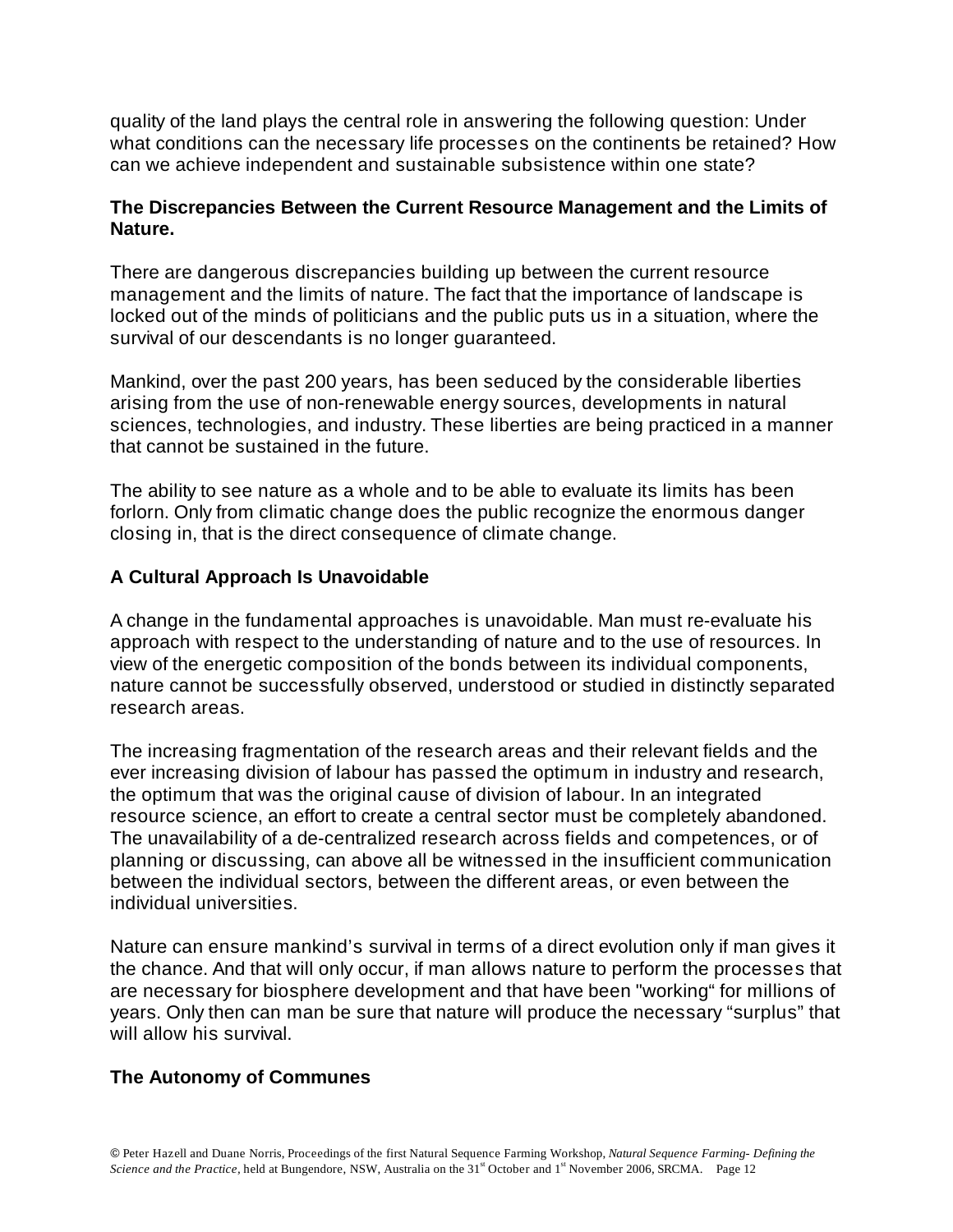quality of the land plays the central role in answering the following question: Under what conditions can the necessary life processes on the continents be retained? How can we achieve independent and sustainable subsistence within one state?

**The Discrepancies Between the Current Resource Management and the Limits of Nature.**

There are dangerous discrepancies building up between the current resource management and the limits of nature. The fact that the importance of landscape is locked out of the minds of politicians and the public puts us in a situation, where the survival of our descendants is no longer guaranteed.

Mankind, over the past 200 years, has been seduced by the considerable liberties arising from the use of non-renewable energy sources, developments in natural sciences, technologies, and industry. These liberties are being practiced in a manner that cannot be sustained in the future.

The ability to see nature as a whole and to be able to evaluate its limits has been forlorn. Only from climatic change does the public recognize the enormous danger closing in, that is the direct consequence of climate change.

**A Cultural Approach Is Unavoidable**

A change in the fundamental approaches is unavoidable. Man must re-evaluate his approach with respect to the understanding of nature and to the use of resources. In view of the energetic composition of the bonds between its individual components, nature cannot be successfully observed, understood or studied in distinctly separated research areas.

The increasing fragmentation of the research areas and their relevant fields and the ever increasing division of labour has passed the optimum in industry and research, the optimum that was the original cause of division of labour. In an integrated resource science, an effort to create a central sector must be completely abandoned. The unavailability of a de-centralized research across fields and competences, or of planning or discussing, can above all be witnessed in the insufficient communication between the individual sectors, between the different areas, or even between the individual universities.

Nature can ensure mankind's survival in terms of a direct evolution only if man gives it the chance. And that will only occur, if man allows nature to perform the processes that are necessary for biosphere development and that have been "working" for millions of years. Only then can man be sure that nature will produce the necessary "surplus" that will allow his survival.

**The Autonomy of Communes**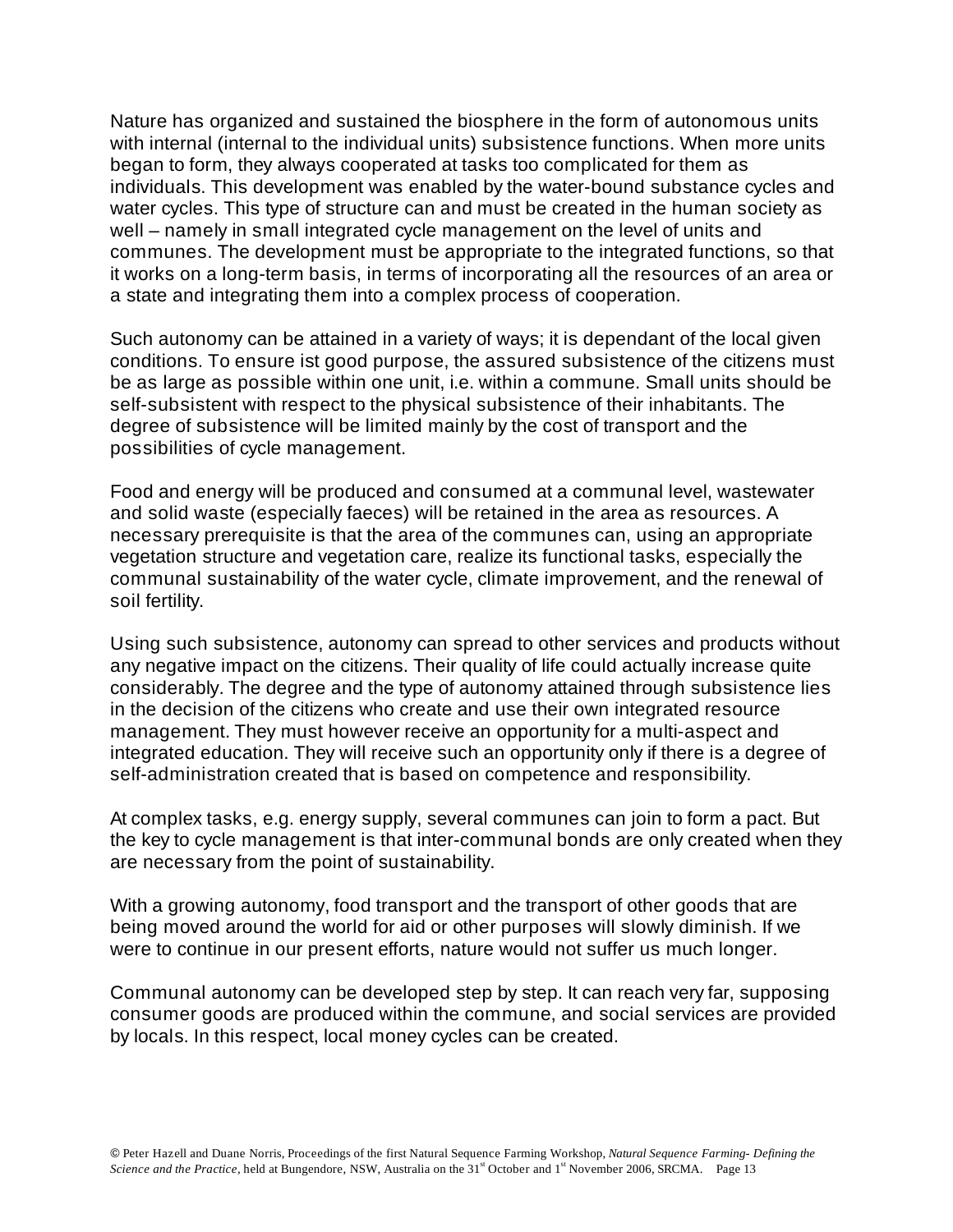Nature has organized and sustained the biosphere in the form of autonomous units with internal (internal to the individual units) subsistence functions. When more units began to form, they always cooperated at tasks too complicated for them as individuals. This development was enabled by the water-bound substance cycles and water cycles. This type of structure can and must be created in the human society as well – namely in small integrated cycle management on the level of units and communes. The development must be appropriate to the integrated functions, so that it works on a long-term basis, in terms of incorporating all the resources of an area or a state and integrating them into a complex process of cooperation.

Such autonomy can be attained in a variety of ways; it is dependant of the local given conditions. To ensure ist good purpose, the assured subsistence of the citizens must be as large as possible within one unit, i.e. within a commune. Small units should be self-subsistent with respect to the physical subsistence of their inhabitants. The degree of subsistence will be limited mainly by the cost of transport and the possibilities of cycle management.

Food and energy will be produced and consumed at a communal level, wastewater and solid waste (especially faeces) will be retained in the area as resources. A necessary prerequisite is that the area of the communes can, using an appropriate vegetation structure and vegetation care, realize its functional tasks, especially the communal sustainability of the water cycle, climate improvement, and the renewal of soil fertility.

Using such subsistence, autonomy can spread to other services and products without any negative impact on the citizens. Their quality of life could actually increase quite considerably. The degree and the type of autonomy attained through subsistence lies in the decision of the citizens who create and use their own integrated resource management. They must however receive an opportunity for a multi-aspect and integrated education. They will receive such an opportunity only if there is a degree of self-administration created that is based on competence and responsibility.

At complex tasks, e.g. energy supply, several communes can join to form a pact. But the key to cycle management is that inter-communal bonds are only created when they are necessary from the point of sustainability.

With a growing autonomy, food transport and the transport of other goods that are being moved around the world for aid or other purposes will slowly diminish. If we were to continue in our present efforts, nature would not suffer us much longer.

Communal autonomy can be developed step by step. It can reach very far, supposing consumer goods are produced within the commune, and social services are provided by locals. In this respect, local money cycles can be created.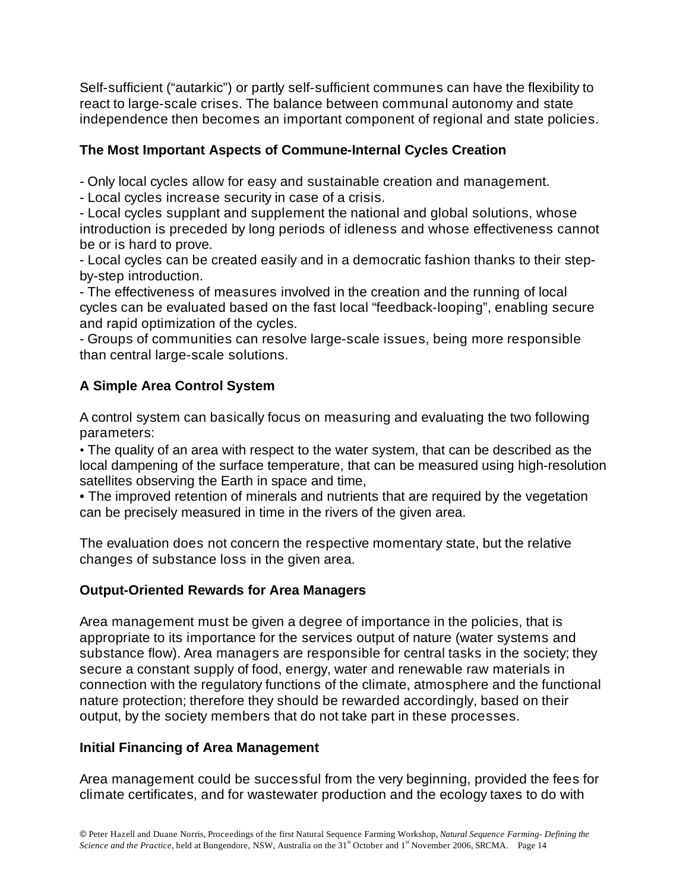Self-sufficient (“autarkic”) or partly self-sufficient communes can have the flexibility to react to large-scale crises. The balance between communal autonomy and state independence then becomes an important component of regional and state policies.

### The Most Important Aspects of Commune-Internal Cycles Creation

- Only local cycles allow for easy and sustainable creation and management.
- Local cycles increase security in case of a crisis.
- Local cycles supplant and supplement the national and global solutions, whose introduction is preceded by long periods of idleness and whose effectiveness cannot be or is hard to prove.
- Local cycles can be created easily and in a democratic fashion thanks to their step-by-step introduction.
- The effectiveness of measures involved in the creation and the running of local cycles can be evaluated based on the fast local “feedback-looping”, enabling secure and rapid optimization of the cycles.
- Groups of communities can resolve large-scale issues, being more responsible than central large-scale solutions.

### A Simple Area Control System

A control system can basically focus on measuring and evaluating the two following parameters:

- The quality of an area with respect to the water system, that can be described as the local dampening of the surface temperature, that can be measured using high-resolution satellites observing the Earth in space and time,
- The improved retention of minerals and nutrients that are required by the vegetation can be precisely measured in time in the rivers of the given area.

The evaluation does not concern the respective momentary state, but the relative changes of substance loss in the given area.

### Output-Oriented Rewards for Area Managers

Area management must be given a degree of importance in the policies, that is appropriate to its importance for the services output of nature (water systems and substance flow). Area managers are responsible for central tasks in the society; they secure a constant supply of food, energy, water and renewable raw materials in connection with the regulatory functions of the climate, atmosphere and the functional nature protection; therefore they should be rewarded accordingly, based on their output, by the society members that do not take part in these processes.

### Initial Financing of Area Management

Area management could be successful from the very beginning, provided the fees for climate certificates, and for wastewater production and the ecology taxes to do with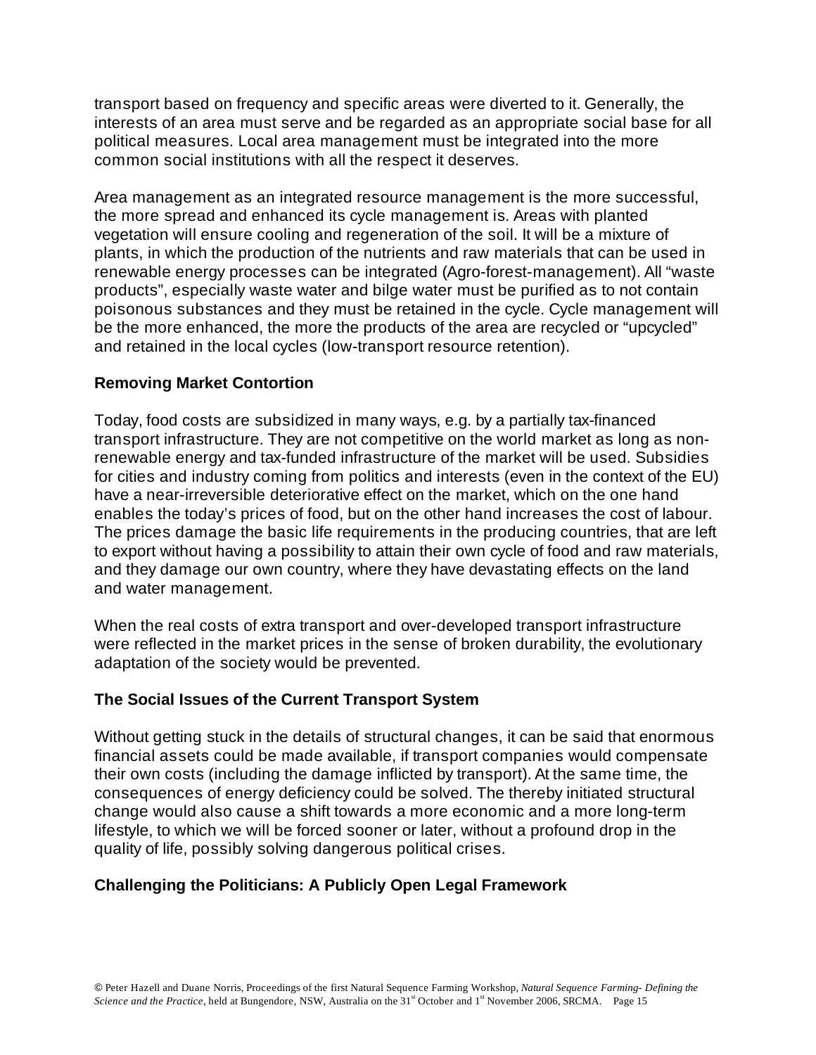transport based on frequency and specific areas were diverted to it. Generally, the interests of an area must serve and be regarded as an appropriate social base for all political measures. Local area management must be integrated into the more common social institutions with all the respect it deserves.

Area management as an integrated resource management is the more successful, the more spread and enhanced its cycle management is. Areas with planted vegetation will ensure cooling and regeneration of the soil. It will be a mixture of plants, in which the production of the nutrients and raw materials that can be used in renewable energy processes can be integrated (Agro-forest-management). All "waste products", especially waste water and bilge water must be purified as to not contain poisonous substances and they must be retained in the cycle. Cycle management will be the more enhanced, the more the products of the area are recycled or "upcycled" and retained in the local cycles (low-transport resource retention).

### Removing Market Contortion

Today, food costs are subsidized in many ways, e.g. by a partially tax-financed transport infrastructure. They are not competitive on the world market as long as non-renewable energy and tax-funded infrastructure of the market will be used. Subsidies for cities and industry coming from politics and interests (even in the context of the EU) have a near-irreversible deteriorative effect on the market, which on the one hand enables the today's prices of food, but on the other hand increases the cost of labour. The prices damage the basic life requirements in the producing countries, that are left to export without having a possibility to attain their own cycle of food and raw materials, and they damage our own country, where they have devastating effects on the land and water management.

When the real costs of extra transport and over-developed transport infrastructure were reflected in the market prices in the sense of broken durability, the evolutionary adaptation of the society would be prevented.

### The Social Issues of the Current Transport System

Without getting stuck in the details of structural changes, it can be said that enormous financial assets could be made available, if transport companies would compensate their own costs (including the damage inflicted by transport). At the same time, the consequences of energy deficiency could be solved. The thereby initiated structural change would also cause a shift towards a more economic and a more long-term lifestyle, to which we will be forced sooner or later, without a profound drop in the quality of life, possibly solving dangerous political crises.

### Challenging the Politicians: A Publicly Open Legal Framework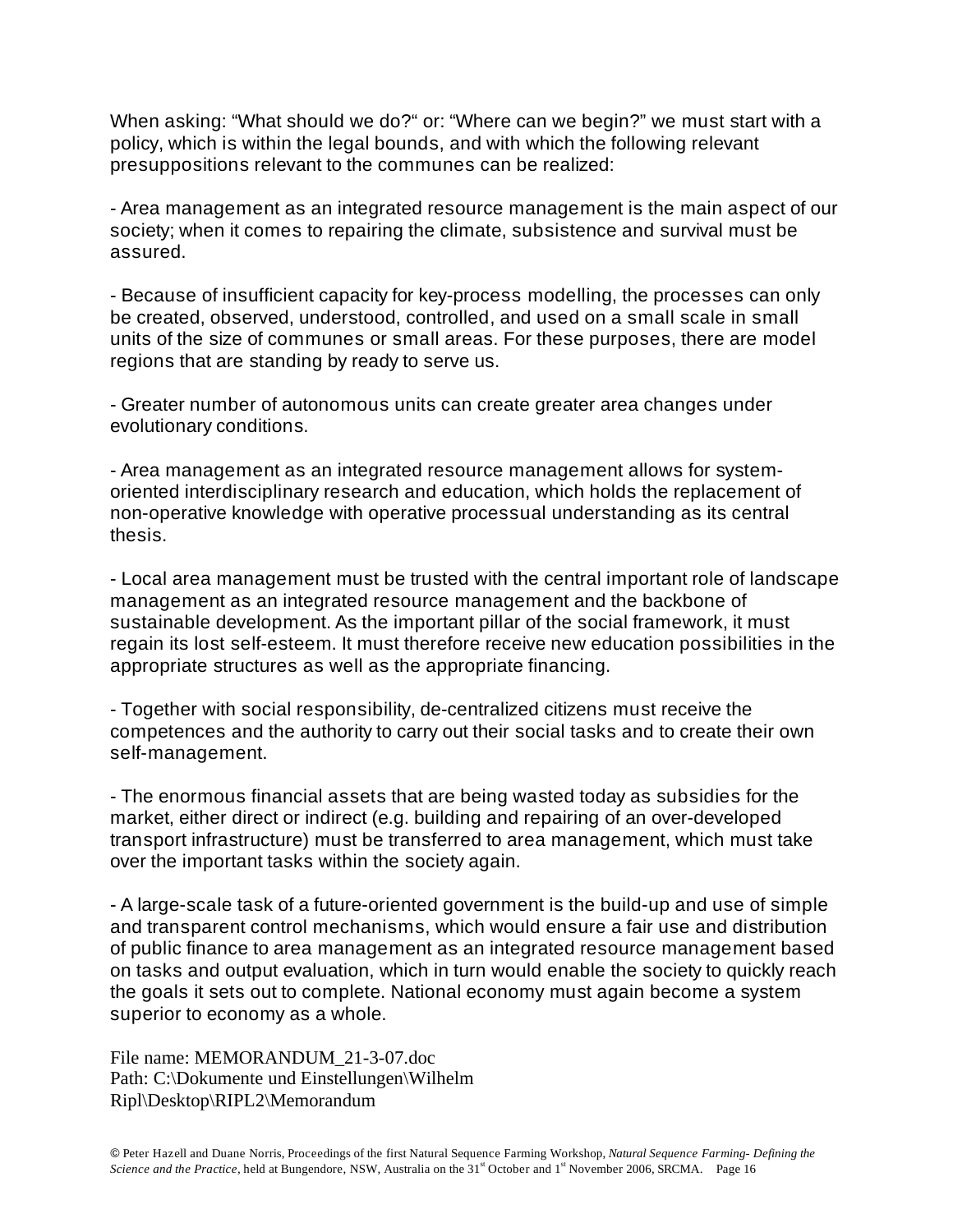When asking: "What should we do?" or: "Where can we begin?" we must start with a policy, which is within the legal bounds, and with which the following relevant presuppositions relevant to the communes can be realized:

- Area management as an integrated resource management is the main aspect of our society; when it comes to repairing the climate, subsistence and survival must be assured.

- Because of insufficient capacity for key-process modelling, the processes can only be created, observed, understood, controlled, and used on a small scale in small units of the size of communes or small areas. For these purposes, there are model regions that are standing by ready to serve us.

- Greater number of autonomous units can create greater area changes under evolutionary conditions.

- Area management as an integrated resource management allows for system-oriented interdisciplinary research and education, which holds the replacement of non-operative knowledge with operative processual understanding as its central thesis.

- Local area management must be trusted with the central important role of landscape management as an integrated resource management and the backbone of sustainable development. As the important pillar of the social framework, it must regain its lost self-esteem. It must therefore receive new education possibilities in the appropriate structures as well as the appropriate financing.

- Together with social responsibility, de-centralized citizens must receive the competences and the authority to carry out their social tasks and to create their own self-management.

- The enormous financial assets that are being wasted today as subsidies for the market, either direct or indirect (e.g. building and repairing of an over-developed transport infrastructure) must be transferred to area management, which must take over the important tasks within the society again.

- A large-scale task of a future-oriented government is the build-up and use of simple and transparent control mechanisms, which would ensure a fair use and distribution of public finance to area management as an integrated resource management based on tasks and output evaluation, which in turn would enable the society to quickly reach the goals it sets out to complete. National economy must again become a system superior to economy as a whole.

File name: MEMORANDUM_21-3-07.doc
Path: C:\Dokumente und Einstellungen\Wilhelm Ripl\Desktop\RIPL2\Memorandum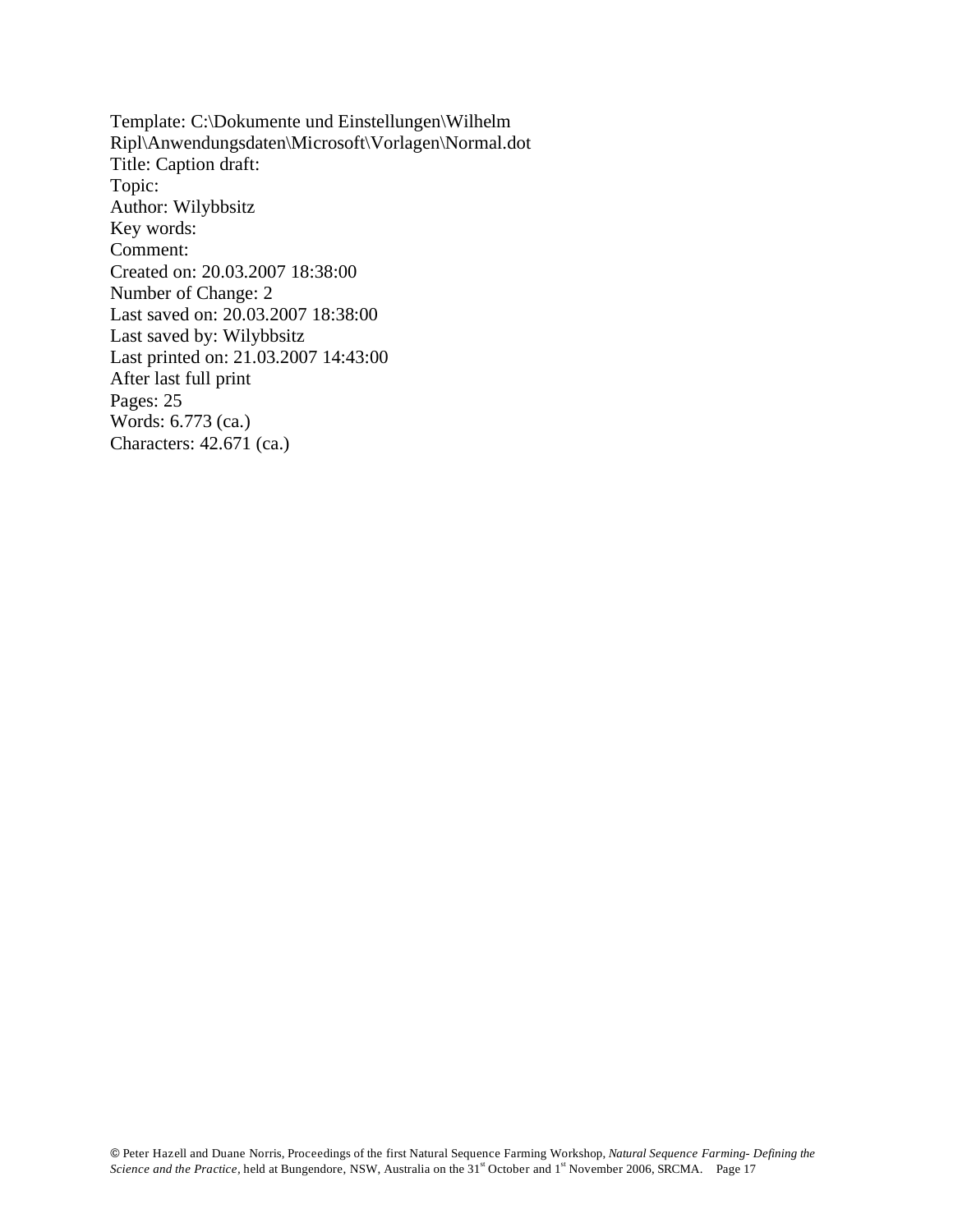Template: C:\Dokumente und Einstellungen\Wilhelm Ripl\Anwendungsdaten\Microsoft\Vorlagen\Normal.dot
Title: Caption draft:
Topic:
Author: Wilybbsitz
Key words:
Comment:
Created on: 20.03.2007 18:38:00
Number of Change: 2
Last saved on: 20.03.2007 18:38:00
Last saved by: Wilybbsitz
Last printed on: 21.03.2007 14:43:00
After last full print
Pages: 25
Words: 6.773 (ca.)
Characters: 42.671 (ca.)